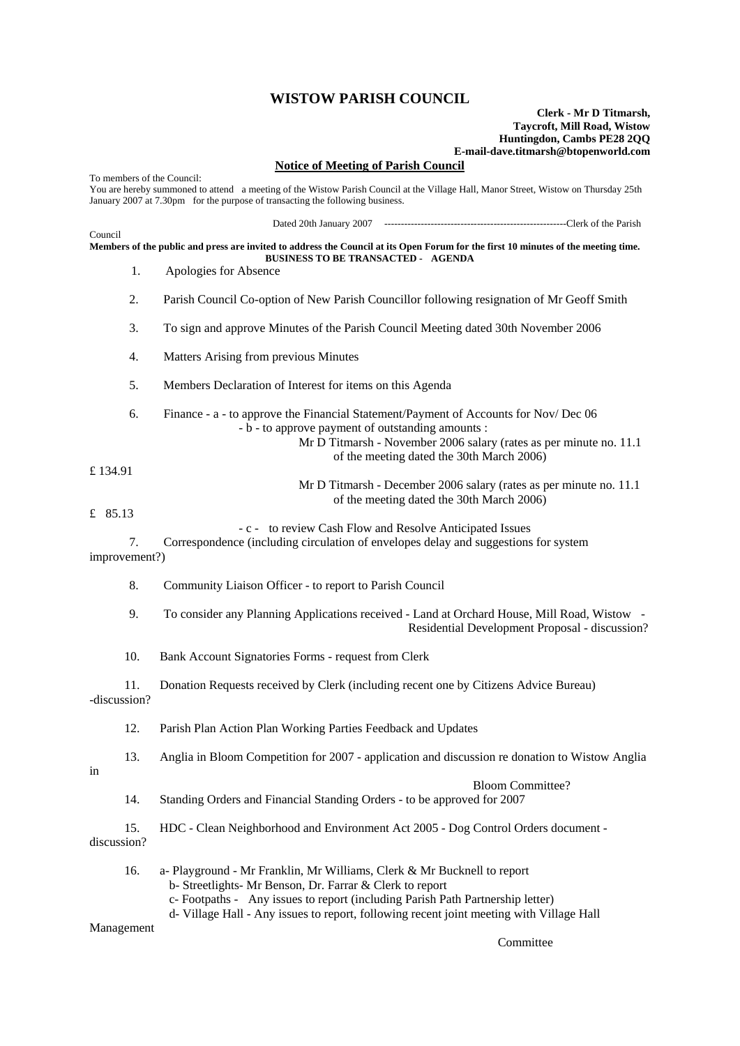# WISTOW PARISH COUNCIL

**Clerk - Mr D Titmarsh,**
**Taycroft, Mill Road, Wistow**
**Huntingdon, Cambs PE28 2QQ**
**E-mail-dave.titmarsh@btopenworld.com**

## Notice of Meeting of Parish Council

To members of the Council:

You are hereby summoned to attend a meeting of the Wistow Parish Council at the Village Hall, Manor Street, Wistow on Thursday 25th January 2007 at 7.30pm for the purpose of transacting the following business.

Dated 20th January 2007 -------------------------------------------------------Clerk of the Parish Council

**Members of the public and press are invited to address the Council at its Open Forum for the first 10 minutes of the meeting time.**

**BUSINESS TO BE TRANSACTED - AGENDA**

1. Apologies for Absence

2. Parish Council Co-option of New Parish Councillor following resignation of Mr Geoff Smith

3. To sign and approve Minutes of the Parish Council Meeting dated 30th November 2006

4. Matters Arising from previous Minutes

5. Members Declaration of Interest for items on this Agenda

6. Finance - a - to approve the Financial Statement/Payment of Accounts for Nov/ Dec 06
   - b - to approve payment of outstanding amounts :
     - Mr D Titmarsh - November 2006 salary (rates as per minute no. 11.1 of the meeting dated the 30th March 2006) £ 134.91
     - Mr D Titmarsh - December 2006 salary (rates as per minute no. 11.1 of the meeting dated the 30th March 2006) £ 85.13
   - c - to review Cash Flow and Resolve Anticipated Issues

7. Correspondence (including circulation of envelopes delay and suggestions for system improvement?)

8. Community Liaison Officer - to report to Parish Council

9. To consider any Planning Applications received - Land at Orchard House, Mill Road, Wistow - Residential Development Proposal - discussion?

10. Bank Account Signatories Forms - request from Clerk

11. Donation Requests received by Clerk (including recent one by Citizens Advice Bureau) -discussion?

12. Parish Plan Action Plan Working Parties Feedback and Updates

13. Anglia in Bloom Competition for 2007 - application and discussion re donation to Wistow Anglia in Bloom Committee?

14. Standing Orders and Financial Standing Orders - to be approved for 2007

15. HDC - Clean Neighborhood and Environment Act 2005 - Dog Control Orders document - discussion?

16. a- Playground - Mr Franklin, Mr Williams, Clerk & Mr Bucknell to report
    b- Streetlights- Mr Benson, Dr. Farrar & Clerk to report
    c- Footpaths - Any issues to report (including Parish Path Partnership letter)
    d- Village Hall - Any issues to report, following recent joint meeting with Village Hall Management Committee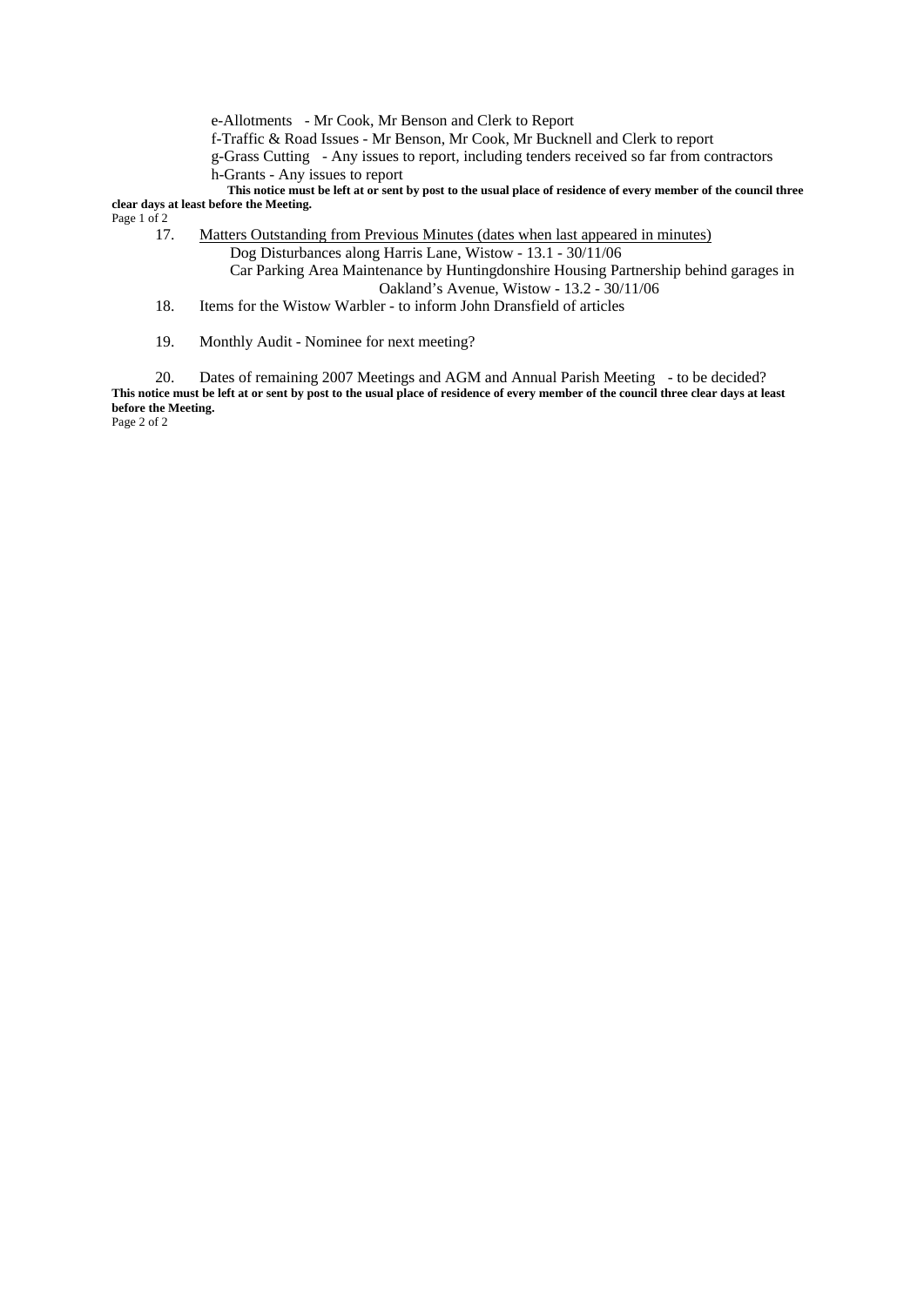e-Allotments - Mr Cook, Mr Benson and Clerk to Report

f-Traffic & Road Issues - Mr Benson, Mr Cook, Mr Bucknell and Clerk to report

g-Grass Cutting - Any issues to report, including tenders received so far from contractors

h-Grants - Any issues to report

**This notice must be left at or sent by post to the usual place of residence of every member of the council three clear days at least before the Meeting.**

17. Matters Outstanding from Previous Minutes (dates when last appeared in minutes)

    Dog Disturbances along Harris Lane, Wistow - 13.1 - 30/11/06

    Car Parking Area Maintenance by Huntingdonshire Housing Partnership behind garages in Oakland's Avenue, Wistow - 13.2 - 30/11/06

18. Items for the Wistow Warbler - to inform John Dransfield of articles

19. Monthly Audit - Nominee for next meeting?

20. Dates of remaining 2007 Meetings and AGM and Annual Parish Meeting - to be decided?

**This notice must be left at or sent by post to the usual place of residence of every member of the council three clear days at least before the Meeting.**